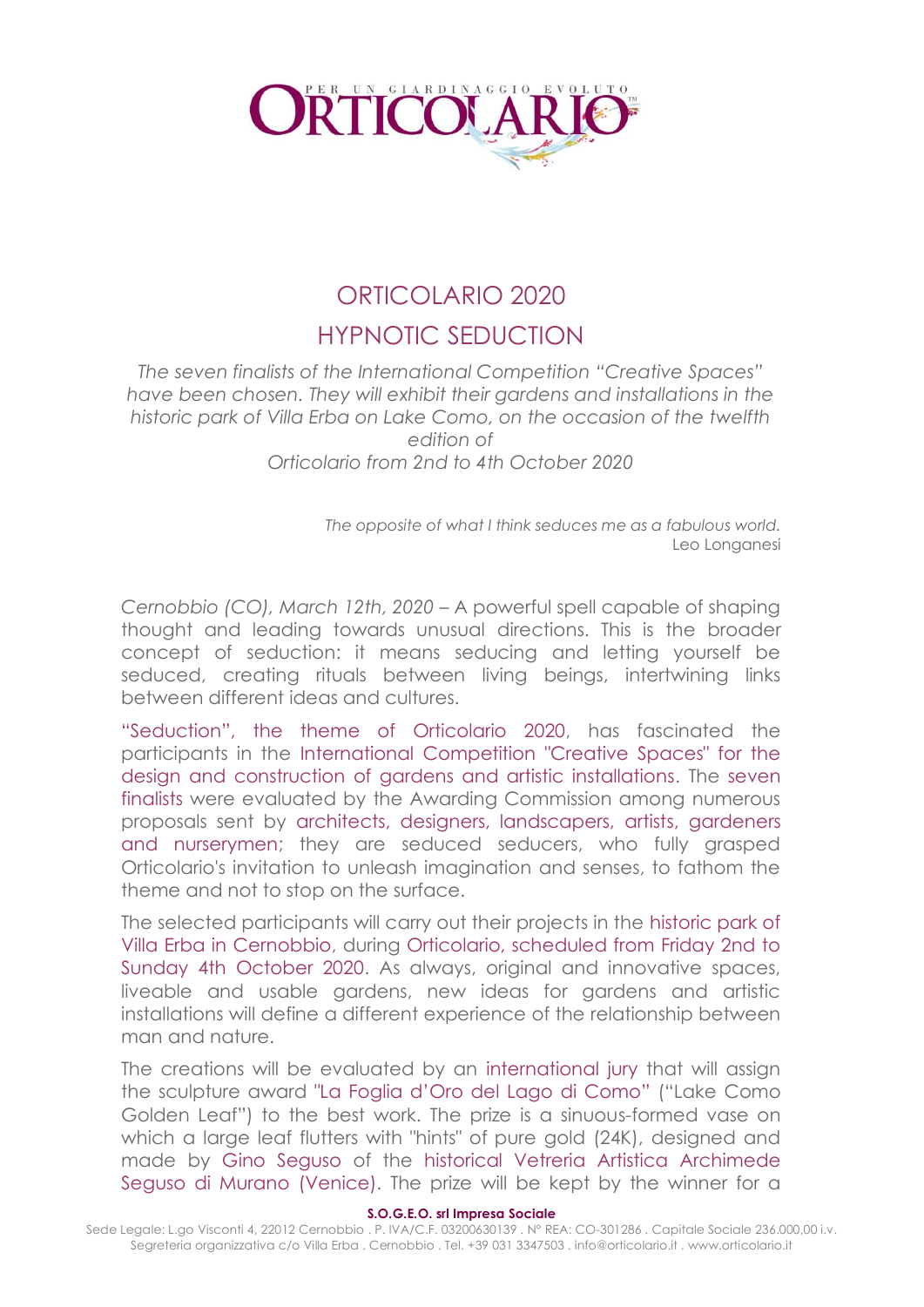# ORTICOLARIO 2020

## HYPNOTIC SEDUCTION

*The seven finalists of the International Competition "Creative Spaces" have been chosen. They will exhibit their gardens and installations in the historic park of Villa Erba on Lake Como, on the occasion of the twelfth edition of Orticolario from 2nd to 4th October 2020*

*The opposite of what I think seduces me as a fabulous world.*
Leo Longanesi

*Cernobbio (CO), March 12th, 2020* – A powerful spell capable of shaping thought and leading towards unusual directions. This is the broader concept of seduction: it means seducing and letting yourself be seduced, creating rituals between living beings, intertwining links between different ideas and cultures.

"Seduction", the theme of Orticolario 2020, has fascinated the participants in the International Competition "Creative Spaces" for the design and construction of gardens and artistic installations. The seven finalists were evaluated by the Awarding Commission among numerous proposals sent by architects, designers, landscapers, artists, gardeners and nurserymen; they are seduced seducers, who fully grasped Orticolario's invitation to unleash imagination and senses, to fathom the theme and not to stop on the surface.

The selected participants will carry out their projects in the historic park of Villa Erba in Cernobbio, during Orticolario, scheduled from Friday 2nd to Sunday 4th October 2020. As always, original and innovative spaces, liveable and usable gardens, new ideas for gardens and artistic installations will define a different experience of the relationship between man and nature.

The creations will be evaluated by an international jury that will assign the sculpture award "La Foglia d'Oro del Lago di Como" ("Lake Como Golden Leaf") to the best work. The prize is a sinuous-formed vase on which a large leaf flutters with "hints" of pure gold (24K), designed and made by Gino Seguso of the historical Vetreria Artistica Archimede Seguso di Murano (Venice). The prize will be kept by the winner for a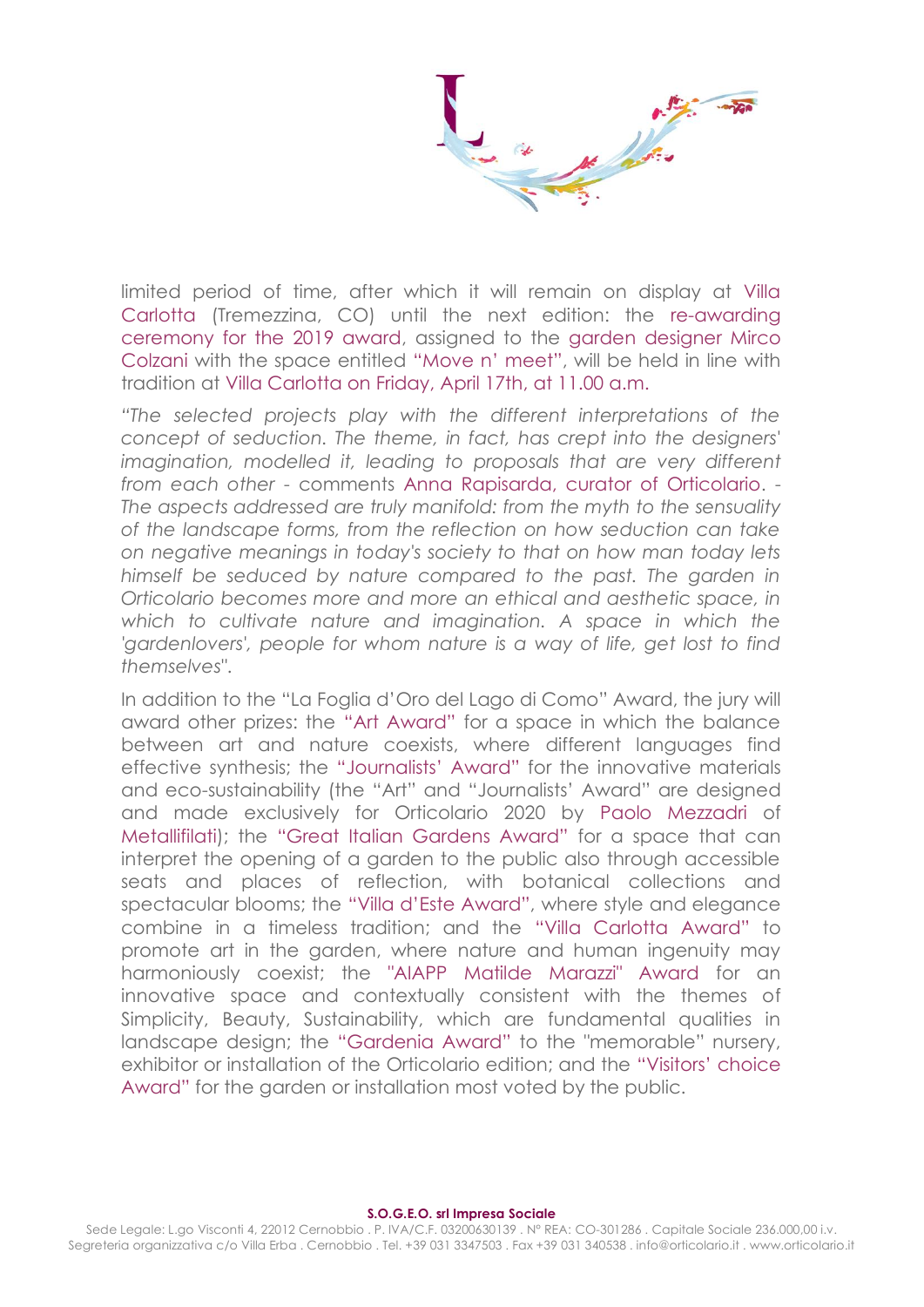limited period of time, after which it will remain on display at Villa Carlotta (Tremezzina, CO) until the next edition: the re-awarding ceremony for the 2019 award, assigned to the garden designer Mirco Colzani with the space entitled "Move n' meet", will be held in line with tradition at Villa Carlotta on Friday, April 17th, at 11.00 a.m.

*"The selected projects play with the different interpretations of the concept of seduction. The theme, in fact, has crept into the designers' imagination, modelled it, leading to proposals that are very different from each other* - comments Anna Rapisarda, curator of Orticolario. - *The aspects addressed are truly manifold: from the myth to the sensuality of the landscape forms, from the reflection on how seduction can take on negative meanings in today's society to that on how man today lets himself be seduced by nature compared to the past. The garden in Orticolario becomes more and more an ethical and aesthetic space, in which to cultivate nature and imagination. A space in which the 'gardenlovers', people for whom nature is a way of life, get lost to find themselves".*

In addition to the "La Foglia d'Oro del Lago di Como" Award, the jury will award other prizes: the "Art Award" for a space in which the balance between art and nature coexists, where different languages find effective synthesis; the "Journalists' Award" for the innovative materials and eco-sustainability (the "Art" and "Journalists' Award" are designed and made exclusively for Orticolario 2020 by Paolo Mezzadri of Metallifilati); the "Great Italian Gardens Award" for a space that can interpret the opening of a garden to the public also through accessible seats and places of reflection, with botanical collections and spectacular blooms; the "Villa d'Este Award", where style and elegance combine in a timeless tradition; and the "Villa Carlotta Award" to promote art in the garden, where nature and human ingenuity may harmoniously coexist; the "AIAPP Matilde Marazzi" Award for an innovative space and contextually consistent with the themes of Simplicity, Beauty, Sustainability, which are fundamental qualities in landscape design; the "Gardenia Award" to the "memorable" nursery, exhibitor or installation of the Orticolario edition; and the "Visitors' choice Award" for the garden or installation most voted by the public.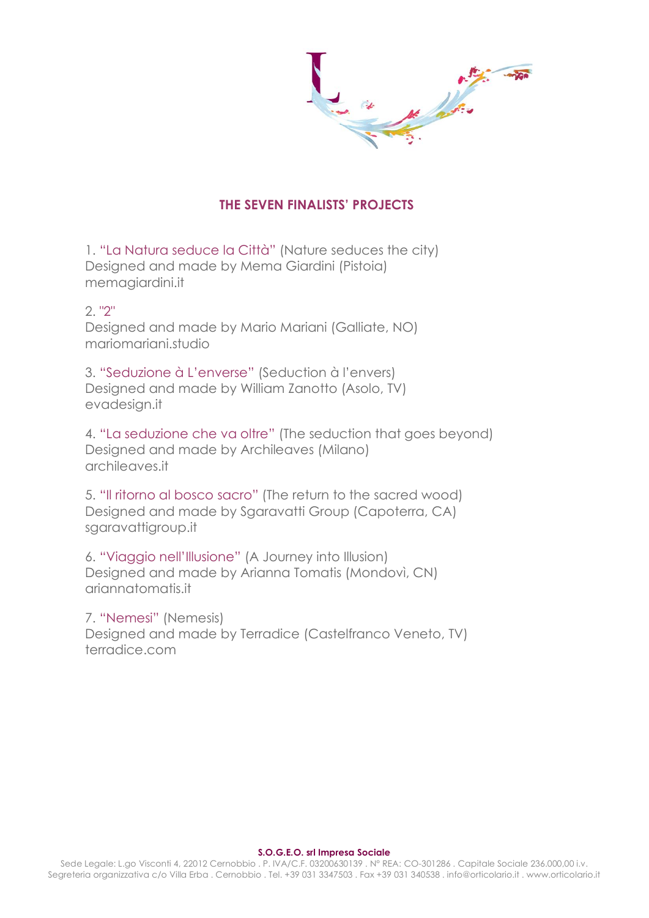## THE SEVEN FINALISTS' PROJECTS

1. "La Natura seduce la Città" (Nature seduces the city)
Designed and made by Mema Giardini (Pistoia)
memagiardini.it

2. "2"
Designed and made by Mario Mariani (Galliate, NO)
mariomariani.studio

3. "Seduzione à L'enverse" (Seduction à l'envers)
Designed and made by William Zanotto (Asolo, TV)
evadesign.it

4. "La seduzione che va oltre" (The seduction that goes beyond)
Designed and made by Archileaves (Milano)
archileaves.it

5. "Il ritorno al bosco sacro" (The return to the sacred wood)
Designed and made by Sgaravatti Group (Capoterra, CA)
sgaravattigroup.it

6. "Viaggio nell'Illusione" (A Journey into Illusion)
Designed and made by Arianna Tomatis (Mondovì, CN)
ariannatomatis.it

7. "Nemesi" (Nemesis)
Designed and made by Terradice (Castelfranco Veneto, TV)
terradice.com

**S.O.G.E.O. srl Impresa Sociale**
Sede Legale: L.go Visconti 4, 22012 Cernobbio . P. IVA/C.F. 03200630139 . N° REA: CO-301286 . Capitale Sociale 236.000,00 i.v.
Segreteria organizzativa c/o Villa Erba . Cernobbio . Tel. +39 031 3347503 . Fax +39 031 340538 . info@orticolario.it . www.orticolario.it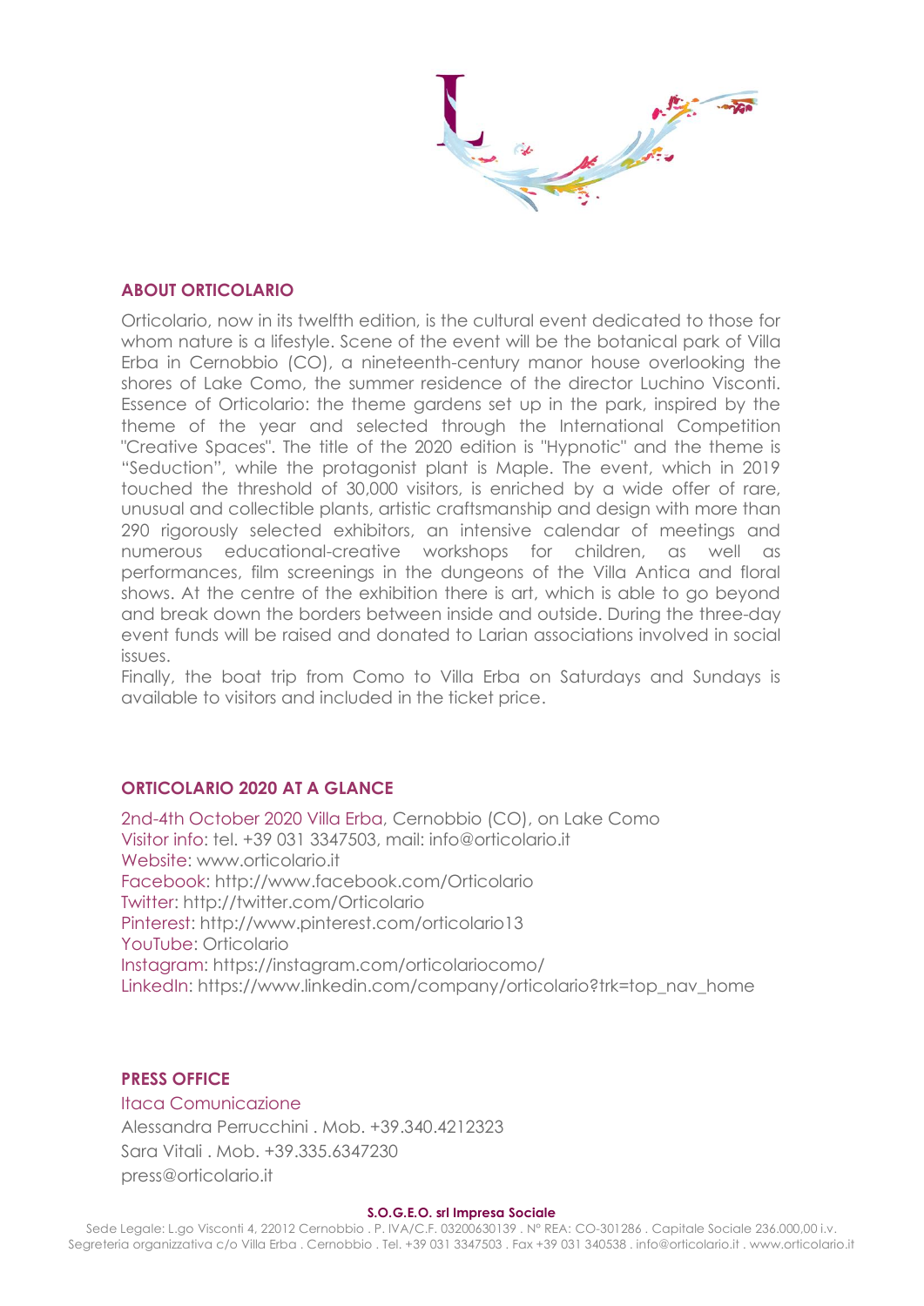## ABOUT ORTICOLARIO

Orticolario, now in its twelfth edition, is the cultural event dedicated to those for whom nature is a lifestyle. Scene of the event will be the botanical park of Villa Erba in Cernobbio (CO), a nineteenth-century manor house overlooking the shores of Lake Como, the summer residence of the director Luchino Visconti. Essence of Orticolario: the theme gardens set up in the park, inspired by the theme of the year and selected through the International Competition "Creative Spaces". The title of the 2020 edition is "Hypnotic" and the theme is "Seduction", while the protagonist plant is Maple. The event, which in 2019 touched the threshold of 30,000 visitors, is enriched by a wide offer of rare, unusual and collectible plants, artistic craftsmanship and design with more than 290 rigorously selected exhibitors, an intensive calendar of meetings and numerous educational-creative workshops for children, as well as performances, film screenings in the dungeons of the Villa Antica and floral shows. At the centre of the exhibition there is art, which is able to go beyond and break down the borders between inside and outside. During the three-day event funds will be raised and donated to Larian associations involved in social issues.

Finally, the boat trip from Como to Villa Erba on Saturdays and Sundays is available to visitors and included in the ticket price.

## ORTICOLARIO 2020 AT A GLANCE

2nd-4th October 2020 Villa Erba, Cernobbio (CO), on Lake Como
Visitor info: tel. +39 031 3347503, mail: info@orticolario.it
Website: www.orticolario.it
Facebook: http://www.facebook.com/Orticolario
Twitter: http://twitter.com/Orticolario
Pinterest: http://www.pinterest.com/orticolario13
YouTube: Orticolario
Instagram: https://instagram.com/orticolariocomo/
LinkedIn: https://www.linkedin.com/company/orticolario?trk=top_nav_home

## PRESS OFFICE

Itaca Comunicazione
Alessandra Perrucchini . Mob. +39.340.4212323
Sara Vitali . Mob. +39.335.6347230
press@orticolario.it

**S.O.G.E.O. srl Impresa Sociale**
Sede Legale: L.go Visconti 4, 22012 Cernobbio . P. IVA/C.F. 03200630139 . N° REA: CO-301286 . Capitale Sociale 236.000,00 i.v.
Segreteria organizzativa c/o Villa Erba . Cernobbio . Tel. +39 031 3347503 . Fax +39 031 340538 . info@orticolario.it . www.orticolario.it